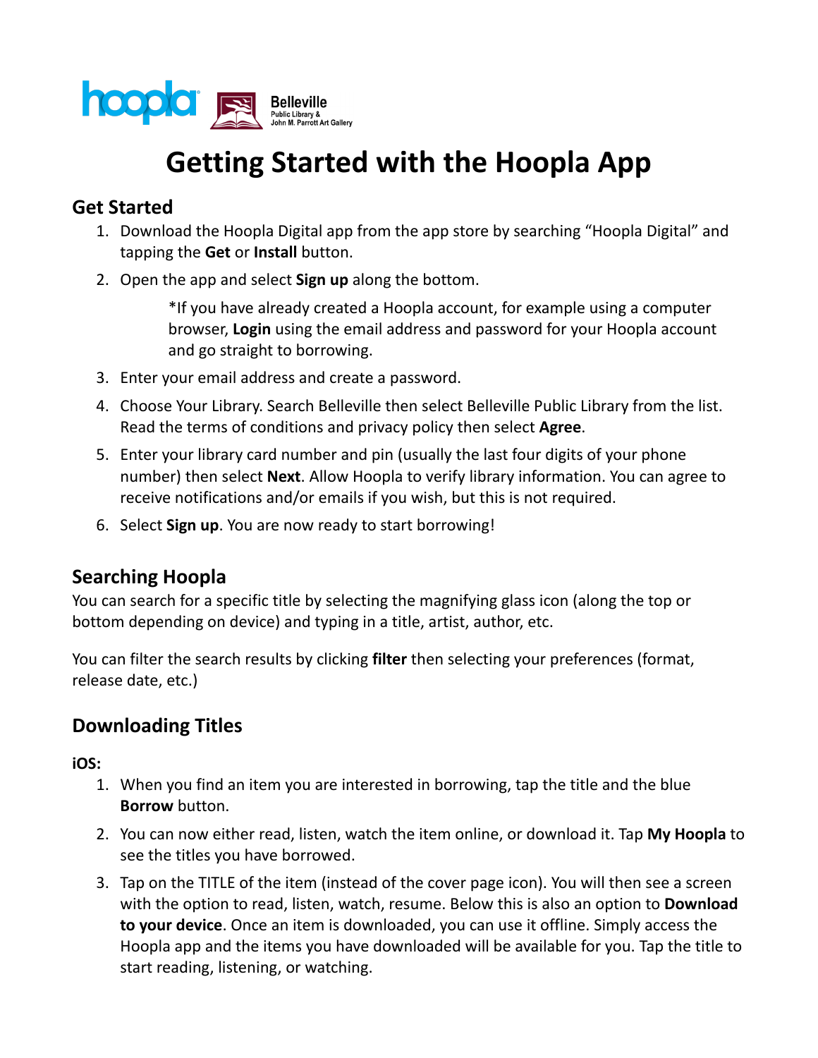# Getting Started with the Hoopla App

## Get Started

1. Download the Hoopla Digital app from the app store by searching "Hoopla Digital" and tapping the **Get** or **Install** button.
2. Open the app and select **Sign up** along the bottom.

   *If you have already created a Hoopla account, for example using a computer browser, **Login** using the email address and password for your Hoopla account and go straight to borrowing.

3. Enter your email address and create a password.
4. Choose Your Library. Search Belleville then select Belleville Public Library from the list. Read the terms of conditions and privacy policy then select **Agree**.
5. Enter your library card number and pin (usually the last four digits of your phone number) then select **Next**. Allow Hoopla to verify library information. You can agree to receive notifications and/or emails if you wish, but this is not required.
6. Select **Sign up**. You are now ready to start borrowing!

## Searching Hoopla

You can search for a specific title by selecting the magnifying glass icon (along the top or bottom depending on device) and typing in a title, artist, author, etc.

You can filter the search results by clicking **filter** then selecting your preferences (format, release date, etc.)

## Downloading Titles

**iOS:**

1. When you find an item you are interested in borrowing, tap the title and the blue **Borrow** button.
2. You can now either read, listen, watch the item online, or download it. Tap **My Hoopla** to see the titles you have borrowed.
3. Tap on the TITLE of the item (instead of the cover page icon). You will then see a screen with the option to read, listen, watch, resume. Below this is also an option to **Download to your device**. Once an item is downloaded, you can use it offline. Simply access the Hoopla app and the items you have downloaded will be available for you. Tap the title to start reading, listening, or watching.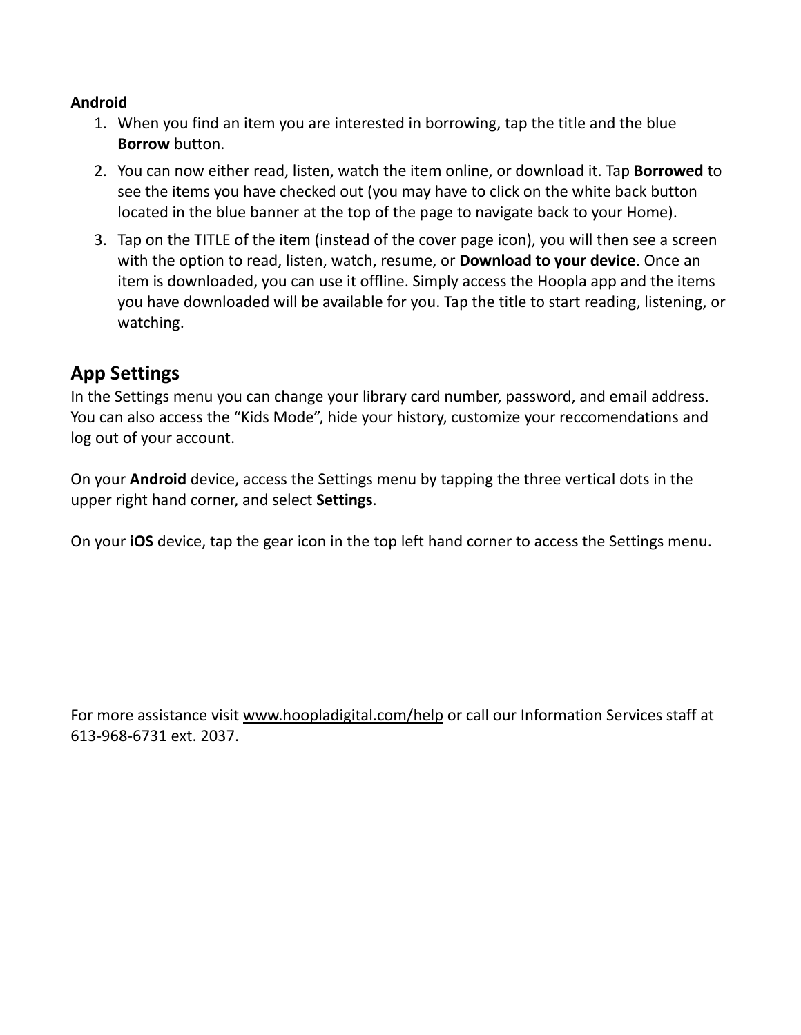**Android**

1. When you find an item you are interested in borrowing, tap the title and the blue **Borrow** button.
2. You can now either read, listen, watch the item online, or download it. Tap **Borrowed** to see the items you have checked out (you may have to click on the white back button located in the blue banner at the top of the page to navigate back to your Home).
3. Tap on the TITLE of the item (instead of the cover page icon), you will then see a screen with the option to read, listen, watch, resume, or **Download to your device**. Once an item is downloaded, you can use it offline. Simply access the Hoopla app and the items you have downloaded will be available for you. Tap the title to start reading, listening, or watching.

## App Settings

In the Settings menu you can change your library card number, password, and email address. You can also access the “Kids Mode”, hide your history, customize your reccomendations and log out of your account.

On your **Android** device, access the Settings menu by tapping the three vertical dots in the upper right hand corner, and select **Settings**.

On your **iOS** device, tap the gear icon in the top left hand corner to access the Settings menu.

For more assistance visit www.hoopladigital.com/help or call our Information Services staff at 613-968-6731 ext. 2037.